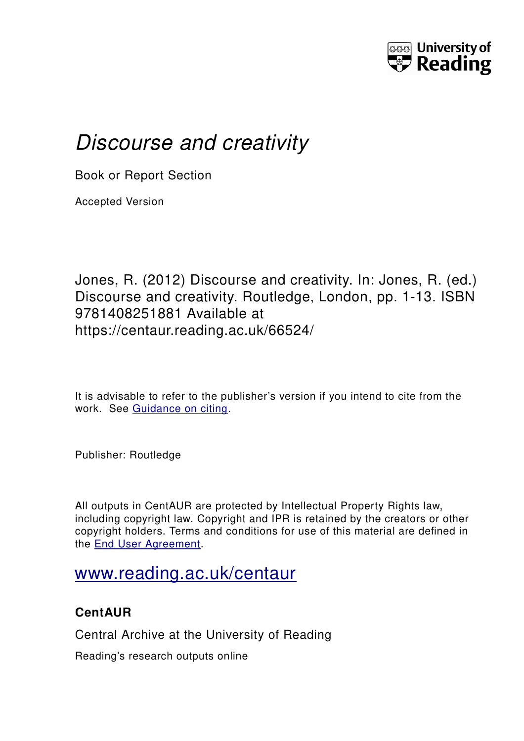University of Reading

# *Discourse and creativity*

Book or Report Section

Accepted Version

Jones, R. (2012) Discourse and creativity. In: Jones, R. (ed.) Discourse and creativity. Routledge, London, pp. 1-13. ISBN 9781408251881 Available at https://centaur.reading.ac.uk/66524/

It is advisable to refer to the publisher's version if you intend to cite from the work. See Guidance on citing.

Publisher: Routledge

All outputs in CentAUR are protected by Intellectual Property Rights law, including copyright law. Copyright and IPR is retained by the creators or other copyright holders. Terms and conditions for use of this material are defined in the End User Agreement.

www.reading.ac.uk/centaur

**CentAUR**

Central Archive at the University of Reading

Reading's research outputs online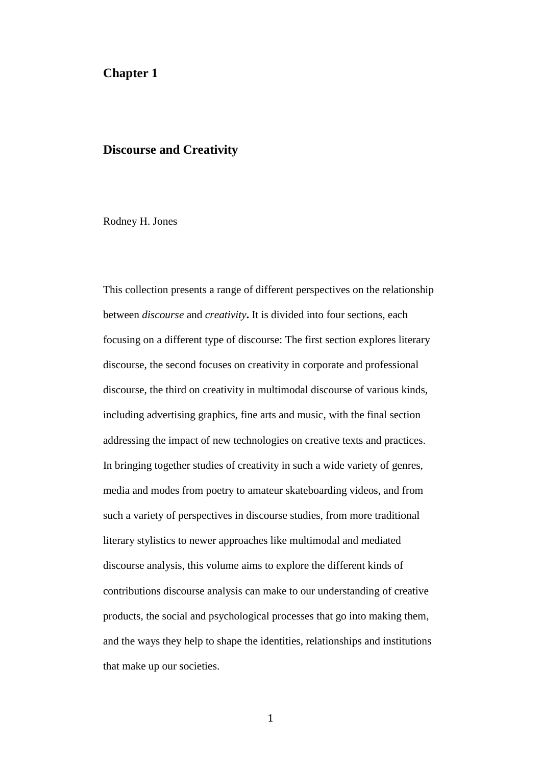# Chapter 1

## Discourse and Creativity

Rodney H. Jones

This collection presents a range of different perspectives on the relationship between *discourse* and *creativity***.** It is divided into four sections, each focusing on a different type of discourse: The first section explores literary discourse, the second focuses on creativity in corporate and professional discourse, the third on creativity in multimodal discourse of various kinds, including advertising graphics, fine arts and music, with the final section addressing the impact of new technologies on creative texts and practices. In bringing together studies of creativity in such a wide variety of genres, media and modes from poetry to amateur skateboarding videos, and from such a variety of perspectives in discourse studies, from more traditional literary stylistics to newer approaches like multimodal and mediated discourse analysis, this volume aims to explore the different kinds of contributions discourse analysis can make to our understanding of creative products, the social and psychological processes that go into making them, and the ways they help to shape the identities, relationships and institutions that make up our societies.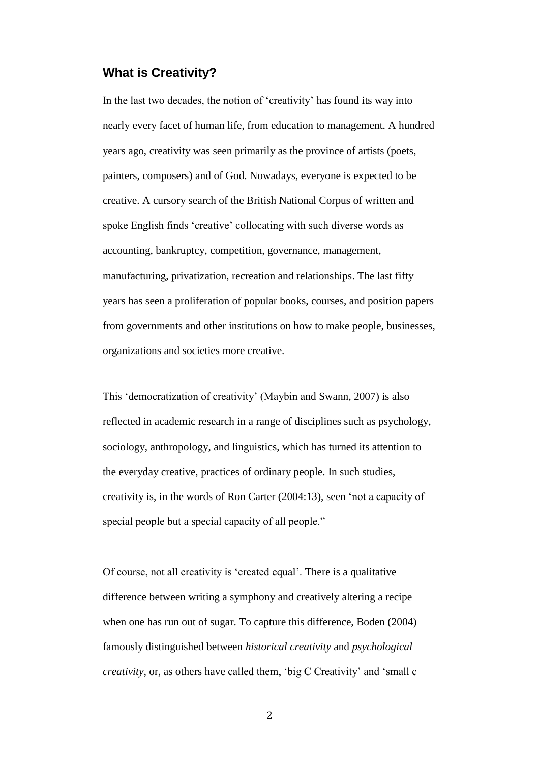## What is Creativity?

In the last two decades, the notion of 'creativity' has found its way into nearly every facet of human life, from education to management. A hundred years ago, creativity was seen primarily as the province of artists (poets, painters, composers) and of God. Nowadays, everyone is expected to be creative. A cursory search of the British National Corpus of written and spoke English finds 'creative' collocating with such diverse words as accounting, bankruptcy, competition, governance, management, manufacturing, privatization, recreation and relationships. The last fifty years has seen a proliferation of popular books, courses, and position papers from governments and other institutions on how to make people, businesses, organizations and societies more creative.

This 'democratization of creativity' (Maybin and Swann, 2007) is also reflected in academic research in a range of disciplines such as psychology, sociology, anthropology, and linguistics, which has turned its attention to the everyday creative, practices of ordinary people. In such studies, creativity is, in the words of Ron Carter (2004:13), seen 'not a capacity of special people but a special capacity of all people."

Of course, not all creativity is 'created equal'. There is a qualitative difference between writing a symphony and creatively altering a recipe when one has run out of sugar. To capture this difference, Boden (2004) famously distinguished between *historical creativity* and *psychological creativity*, or, as others have called them, 'big C Creativity' and 'small c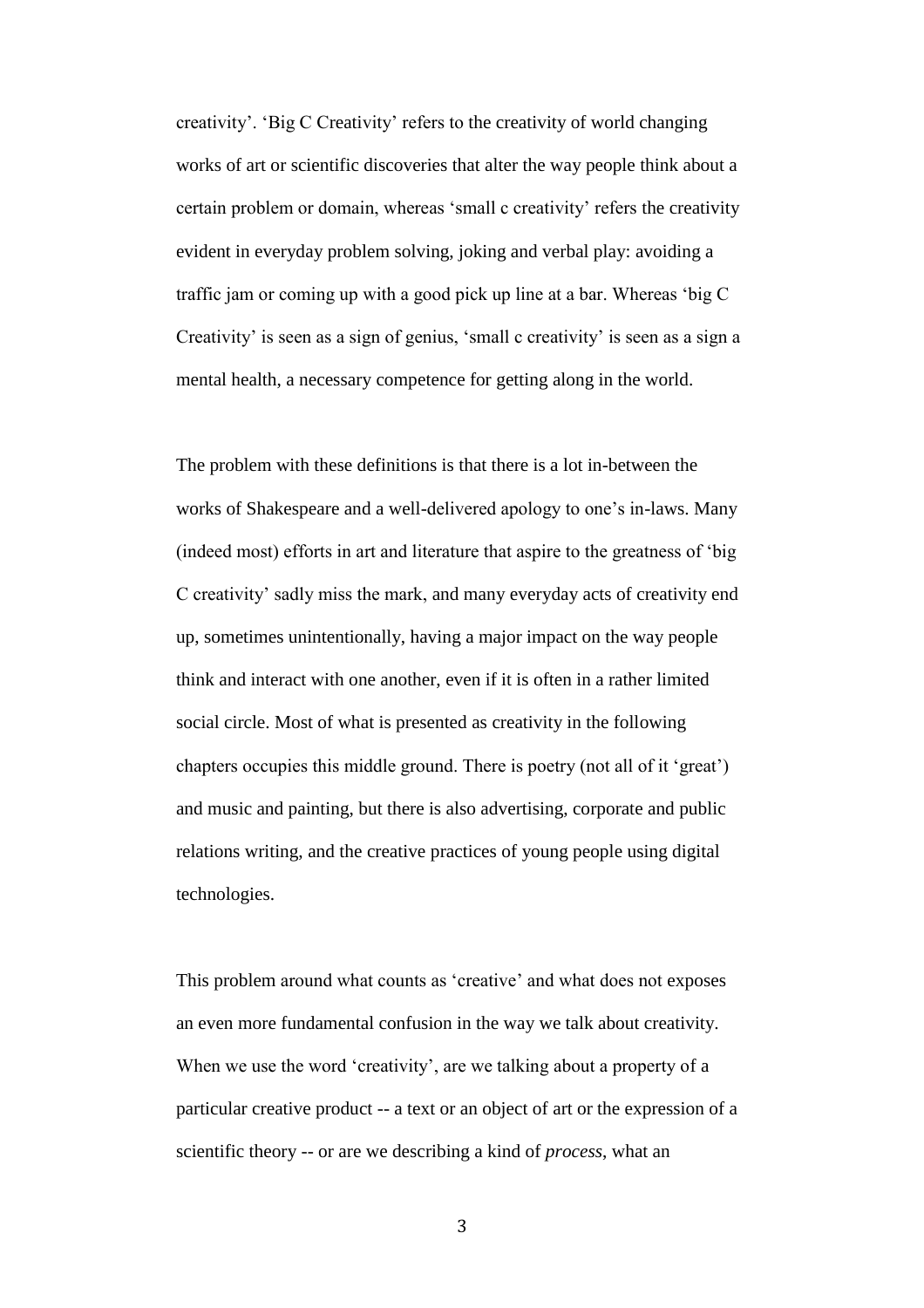creativity'. 'Big C Creativity' refers to the creativity of world changing works of art or scientific discoveries that alter the way people think about a certain problem or domain, whereas 'small c creativity' refers the creativity evident in everyday problem solving, joking and verbal play: avoiding a traffic jam or coming up with a good pick up line at a bar. Whereas 'big C Creativity' is seen as a sign of genius, 'small c creativity' is seen as a sign a mental health, a necessary competence for getting along in the world.

The problem with these definitions is that there is a lot in-between the works of Shakespeare and a well-delivered apology to one's in-laws. Many (indeed most) efforts in art and literature that aspire to the greatness of 'big C creativity' sadly miss the mark, and many everyday acts of creativity end up, sometimes unintentionally, having a major impact on the way people think and interact with one another, even if it is often in a rather limited social circle. Most of what is presented as creativity in the following chapters occupies this middle ground. There is poetry (not all of it 'great') and music and painting, but there is also advertising, corporate and public relations writing, and the creative practices of young people using digital technologies.

This problem around what counts as 'creative' and what does not exposes an even more fundamental confusion in the way we talk about creativity. When we use the word 'creativity', are we talking about a property of a particular creative product -- a text or an object of art or the expression of a scientific theory -- or are we describing a kind of *process*, what an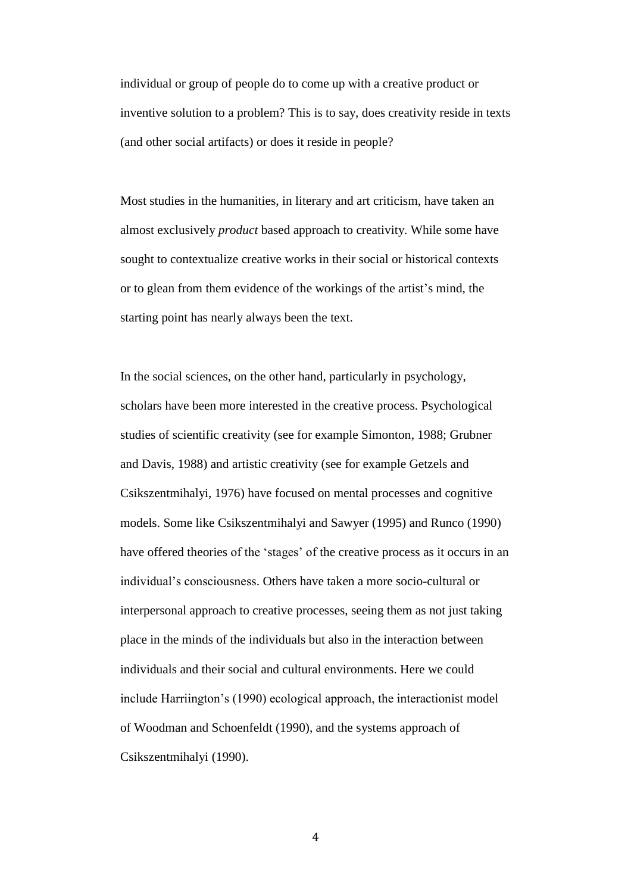individual or group of people do to come up with a creative product or inventive solution to a problem? This is to say, does creativity reside in texts (and other social artifacts) or does it reside in people?

Most studies in the humanities, in literary and art criticism, have taken an almost exclusively *product* based approach to creativity. While some have sought to contextualize creative works in their social or historical contexts or to glean from them evidence of the workings of the artist's mind, the starting point has nearly always been the text.

In the social sciences, on the other hand, particularly in psychology, scholars have been more interested in the creative process. Psychological studies of scientific creativity (see for example Simonton, 1988; Grubner and Davis, 1988) and artistic creativity (see for example Getzels and Csikszentmihalyi, 1976) have focused on mental processes and cognitive models. Some like Csikszentmihalyi and Sawyer (1995) and Runco (1990) have offered theories of the 'stages' of the creative process as it occurs in an individual's consciousness. Others have taken a more socio-cultural or interpersonal approach to creative processes, seeing them as not just taking place in the minds of the individuals but also in the interaction between individuals and their social and cultural environments. Here we could include Harriington's (1990) ecological approach, the interactionist model of Woodman and Schoenfeldt (1990), and the systems approach of Csikszentmihalyi (1990).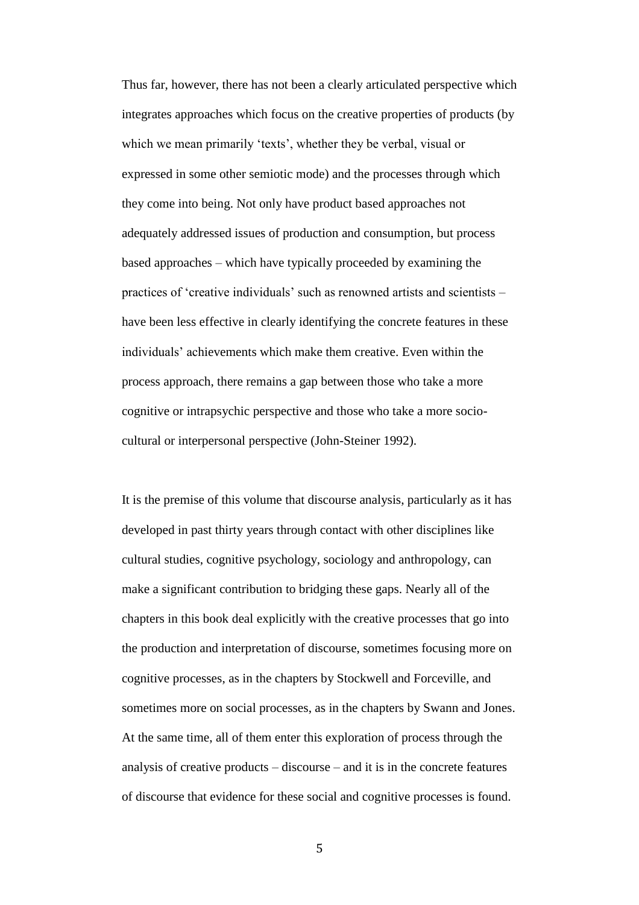Thus far, however, there has not been a clearly articulated perspective which integrates approaches which focus on the creative properties of products (by which we mean primarily 'texts', whether they be verbal, visual or expressed in some other semiotic mode) and the processes through which they come into being. Not only have product based approaches not adequately addressed issues of production and consumption, but process based approaches – which have typically proceeded by examining the practices of 'creative individuals' such as renowned artists and scientists – have been less effective in clearly identifying the concrete features in these individuals' achievements which make them creative. Even within the process approach, there remains a gap between those who take a more cognitive or intrapsychic perspective and those who take a more socio-cultural or interpersonal perspective (John-Steiner 1992).

It is the premise of this volume that discourse analysis, particularly as it has developed in past thirty years through contact with other disciplines like cultural studies, cognitive psychology, sociology and anthropology, can make a significant contribution to bridging these gaps. Nearly all of the chapters in this book deal explicitly with the creative processes that go into the production and interpretation of discourse, sometimes focusing more on cognitive processes, as in the chapters by Stockwell and Forceville, and sometimes more on social processes, as in the chapters by Swann and Jones. At the same time, all of them enter this exploration of process through the analysis of creative products – discourse – and it is in the concrete features of discourse that evidence for these social and cognitive processes is found.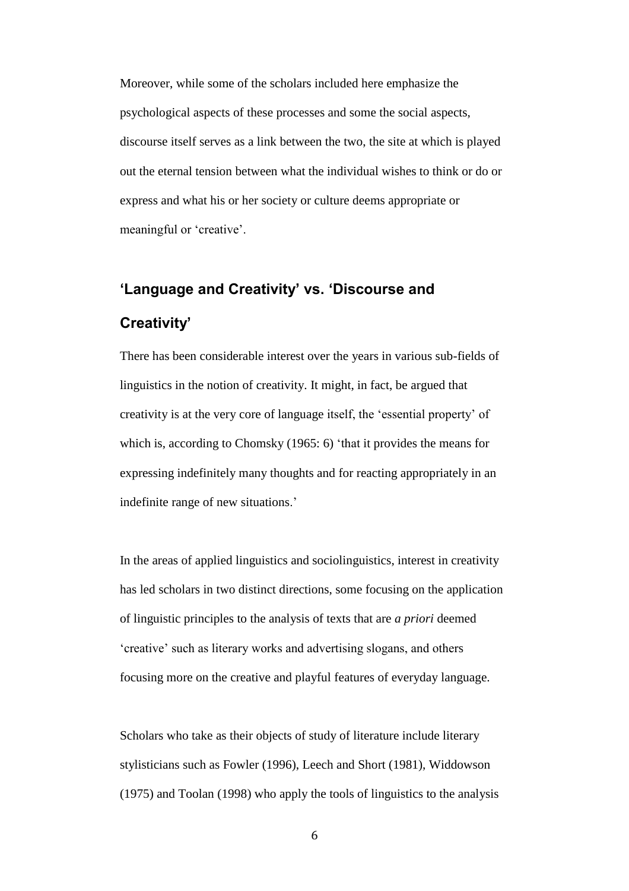Moreover, while some of the scholars included here emphasize the psychological aspects of these processes and some the social aspects, discourse itself serves as a link between the two, the site at which is played out the eternal tension between what the individual wishes to think or do or express and what his or her society or culture deems appropriate or meaningful or 'creative'.

## 'Language and Creativity' vs. 'Discourse and Creativity'

There has been considerable interest over the years in various sub-fields of linguistics in the notion of creativity. It might, in fact, be argued that creativity is at the very core of language itself, the 'essential property' of which is, according to Chomsky (1965: 6) 'that it provides the means for expressing indefinitely many thoughts and for reacting appropriately in an indefinite range of new situations.'

In the areas of applied linguistics and sociolinguistics, interest in creativity has led scholars in two distinct directions, some focusing on the application of linguistic principles to the analysis of texts that are *a priori* deemed 'creative' such as literary works and advertising slogans, and others focusing more on the creative and playful features of everyday language.

Scholars who take as their objects of study of literature include literary stylisticians such as Fowler (1996), Leech and Short (1981), Widdowson (1975) and Toolan (1998) who apply the tools of linguistics to the analysis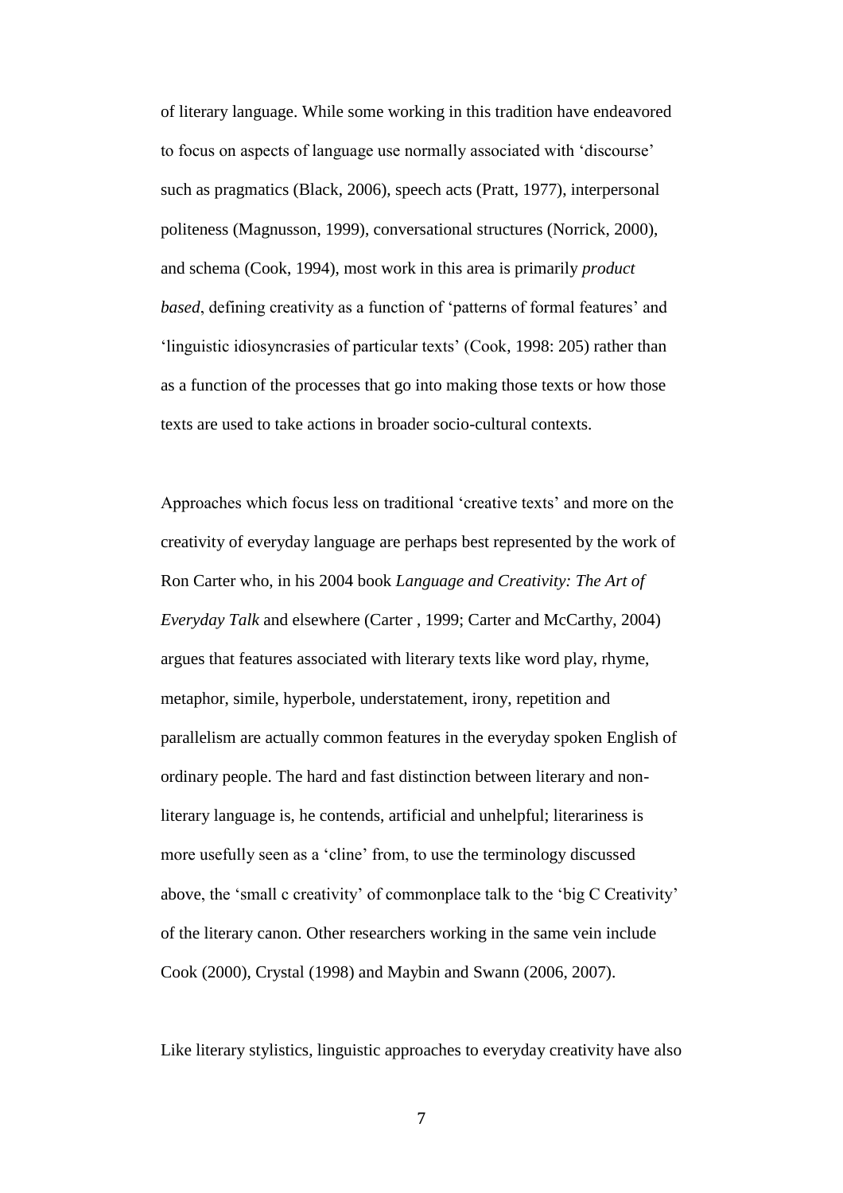of literary language. While some working in this tradition have endeavored to focus on aspects of language use normally associated with 'discourse' such as pragmatics (Black, 2006), speech acts (Pratt, 1977), interpersonal politeness (Magnusson, 1999), conversational structures (Norrick, 2000), and schema (Cook, 1994), most work in this area is primarily *product based*, defining creativity as a function of 'patterns of formal features' and 'linguistic idiosyncrasies of particular texts' (Cook, 1998: 205) rather than as a function of the processes that go into making those texts or how those texts are used to take actions in broader socio-cultural contexts.

Approaches which focus less on traditional 'creative texts' and more on the creativity of everyday language are perhaps best represented by the work of Ron Carter who, in his 2004 book *Language and Creativity: The Art of Everyday Talk* and elsewhere (Carter , 1999; Carter and McCarthy, 2004) argues that features associated with literary texts like word play, rhyme, metaphor, simile, hyperbole, understatement, irony, repetition and parallelism are actually common features in the everyday spoken English of ordinary people. The hard and fast distinction between literary and non-literary language is, he contends, artificial and unhelpful; literariness is more usefully seen as a 'cline' from, to use the terminology discussed above, the 'small c creativity' of commonplace talk to the 'big C Creativity' of the literary canon. Other researchers working in the same vein include Cook (2000), Crystal (1998) and Maybin and Swann (2006, 2007).

Like literary stylistics, linguistic approaches to everyday creativity have also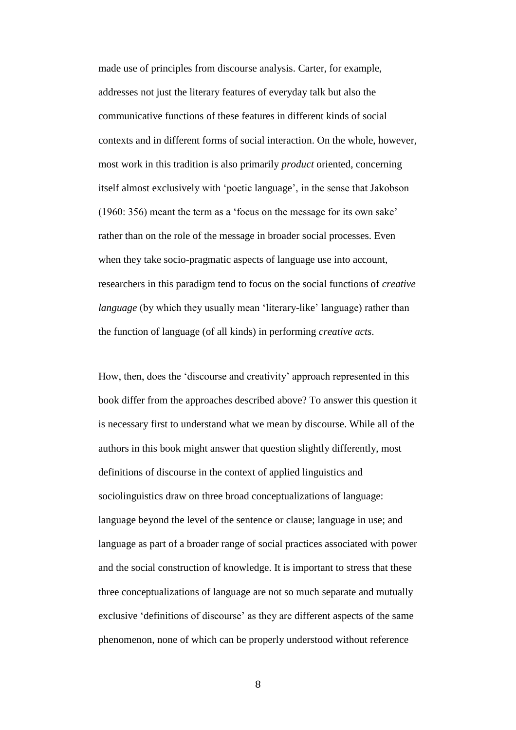made use of principles from discourse analysis. Carter, for example, addresses not just the literary features of everyday talk but also the communicative functions of these features in different kinds of social contexts and in different forms of social interaction. On the whole, however, most work in this tradition is also primarily *product* oriented, concerning itself almost exclusively with 'poetic language', in the sense that Jakobson (1960: 356) meant the term as a 'focus on the message for its own sake' rather than on the role of the message in broader social processes. Even when they take socio-pragmatic aspects of language use into account, researchers in this paradigm tend to focus on the social functions of *creative language* (by which they usually mean 'literary-like' language) rather than the function of language (of all kinds) in performing *creative acts*.

How, then, does the 'discourse and creativity' approach represented in this book differ from the approaches described above? To answer this question it is necessary first to understand what we mean by discourse. While all of the authors in this book might answer that question slightly differently, most definitions of discourse in the context of applied linguistics and sociolinguistics draw on three broad conceptualizations of language: language beyond the level of the sentence or clause; language in use; and language as part of a broader range of social practices associated with power and the social construction of knowledge. It is important to stress that these three conceptualizations of language are not so much separate and mutually exclusive 'definitions of discourse' as they are different aspects of the same phenomenon, none of which can be properly understood without reference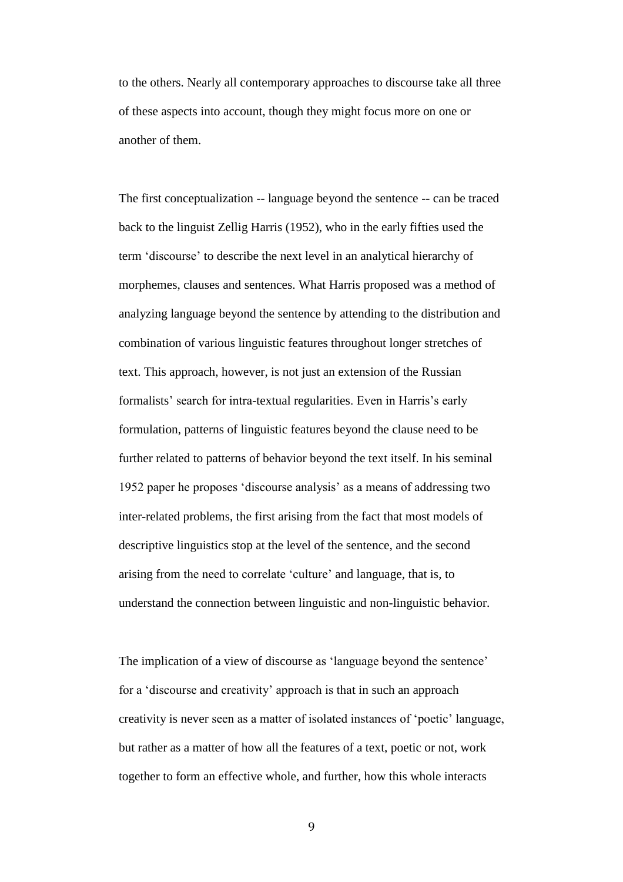to the others. Nearly all contemporary approaches to discourse take all three of these aspects into account, though they might focus more on one or another of them.

The first conceptualization -- language beyond the sentence -- can be traced back to the linguist Zellig Harris (1952), who in the early fifties used the term 'discourse' to describe the next level in an analytical hierarchy of morphemes, clauses and sentences. What Harris proposed was a method of analyzing language beyond the sentence by attending to the distribution and combination of various linguistic features throughout longer stretches of text. This approach, however, is not just an extension of the Russian formalists' search for intra-textual regularities. Even in Harris's early formulation, patterns of linguistic features beyond the clause need to be further related to patterns of behavior beyond the text itself. In his seminal 1952 paper he proposes 'discourse analysis' as a means of addressing two inter-related problems, the first arising from the fact that most models of descriptive linguistics stop at the level of the sentence, and the second arising from the need to correlate 'culture' and language, that is, to understand the connection between linguistic and non-linguistic behavior.

The implication of a view of discourse as 'language beyond the sentence' for a 'discourse and creativity' approach is that in such an approach creativity is never seen as a matter of isolated instances of 'poetic' language, but rather as a matter of how all the features of a text, poetic or not, work together to form an effective whole, and further, how this whole interacts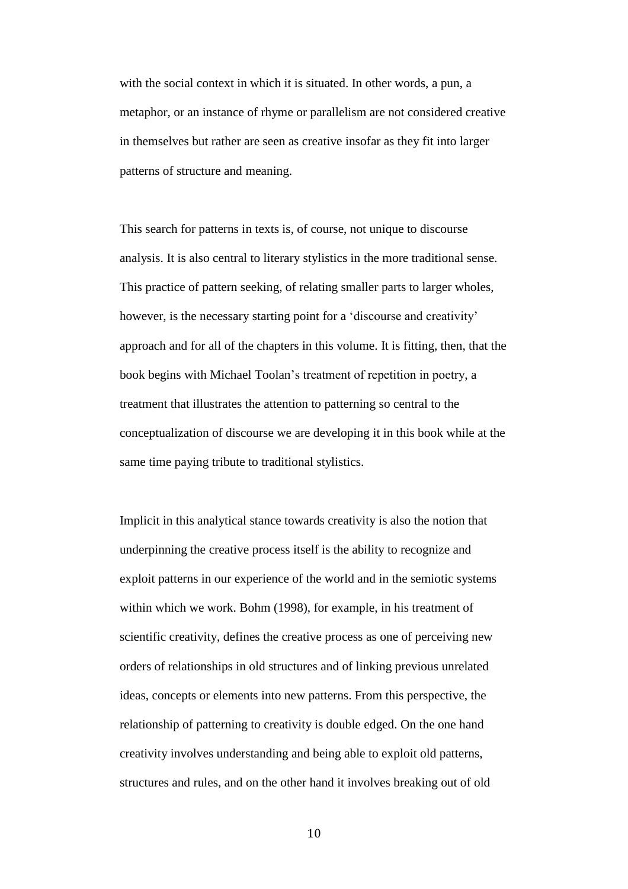with the social context in which it is situated. In other words, a pun, a metaphor, or an instance of rhyme or parallelism are not considered creative in themselves but rather are seen as creative insofar as they fit into larger patterns of structure and meaning.

This search for patterns in texts is, of course, not unique to discourse analysis. It is also central to literary stylistics in the more traditional sense. This practice of pattern seeking, of relating smaller parts to larger wholes, however, is the necessary starting point for a 'discourse and creativity' approach and for all of the chapters in this volume. It is fitting, then, that the book begins with Michael Toolan's treatment of repetition in poetry, a treatment that illustrates the attention to patterning so central to the conceptualization of discourse we are developing it in this book while at the same time paying tribute to traditional stylistics.

Implicit in this analytical stance towards creativity is also the notion that underpinning the creative process itself is the ability to recognize and exploit patterns in our experience of the world and in the semiotic systems within which we work. Bohm (1998), for example, in his treatment of scientific creativity, defines the creative process as one of perceiving new orders of relationships in old structures and of linking previous unrelated ideas, concepts or elements into new patterns. From this perspective, the relationship of patterning to creativity is double edged. On the one hand creativity involves understanding and being able to exploit old patterns, structures and rules, and on the other hand it involves breaking out of old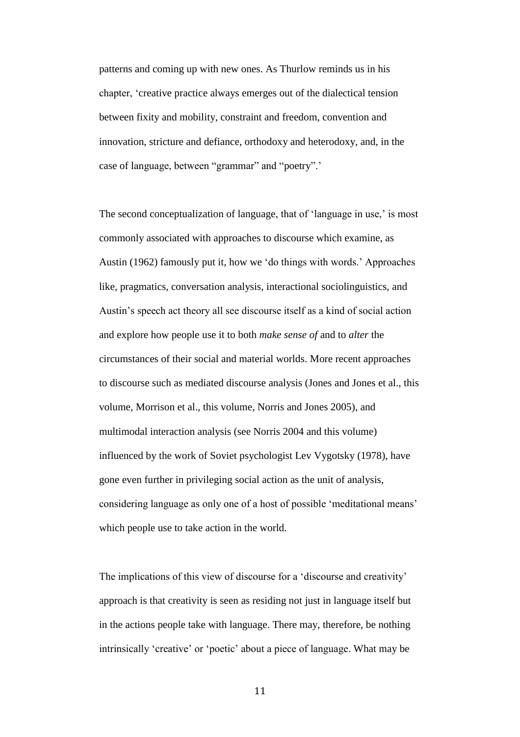patterns and coming up with new ones. As Thurlow reminds us in his chapter, 'creative practice always emerges out of the dialectical tension between fixity and mobility, constraint and freedom, convention and innovation, stricture and defiance, orthodoxy and heterodoxy, and, in the case of language, between "grammar" and "poetry".'

The second conceptualization of language, that of 'language in use,' is most commonly associated with approaches to discourse which examine, as Austin (1962) famously put it, how we 'do things with words.' Approaches like, pragmatics, conversation analysis, interactional sociolinguistics, and Austin's speech act theory all see discourse itself as a kind of social action and explore how people use it to both *make sense of* and to *alter* the circumstances of their social and material worlds. More recent approaches to discourse such as mediated discourse analysis (Jones and Jones et al., this volume, Morrison et al., this volume, Norris and Jones 2005), and multimodal interaction analysis (see Norris 2004 and this volume) influenced by the work of Soviet psychologist Lev Vygotsky (1978), have gone even further in privileging social action as the unit of analysis, considering language as only one of a host of possible 'meditational means' which people use to take action in the world.

The implications of this view of discourse for a 'discourse and creativity' approach is that creativity is seen as residing not just in language itself but in the actions people take with language. There may, therefore, be nothing intrinsically 'creative' or 'poetic' about a piece of language. What may be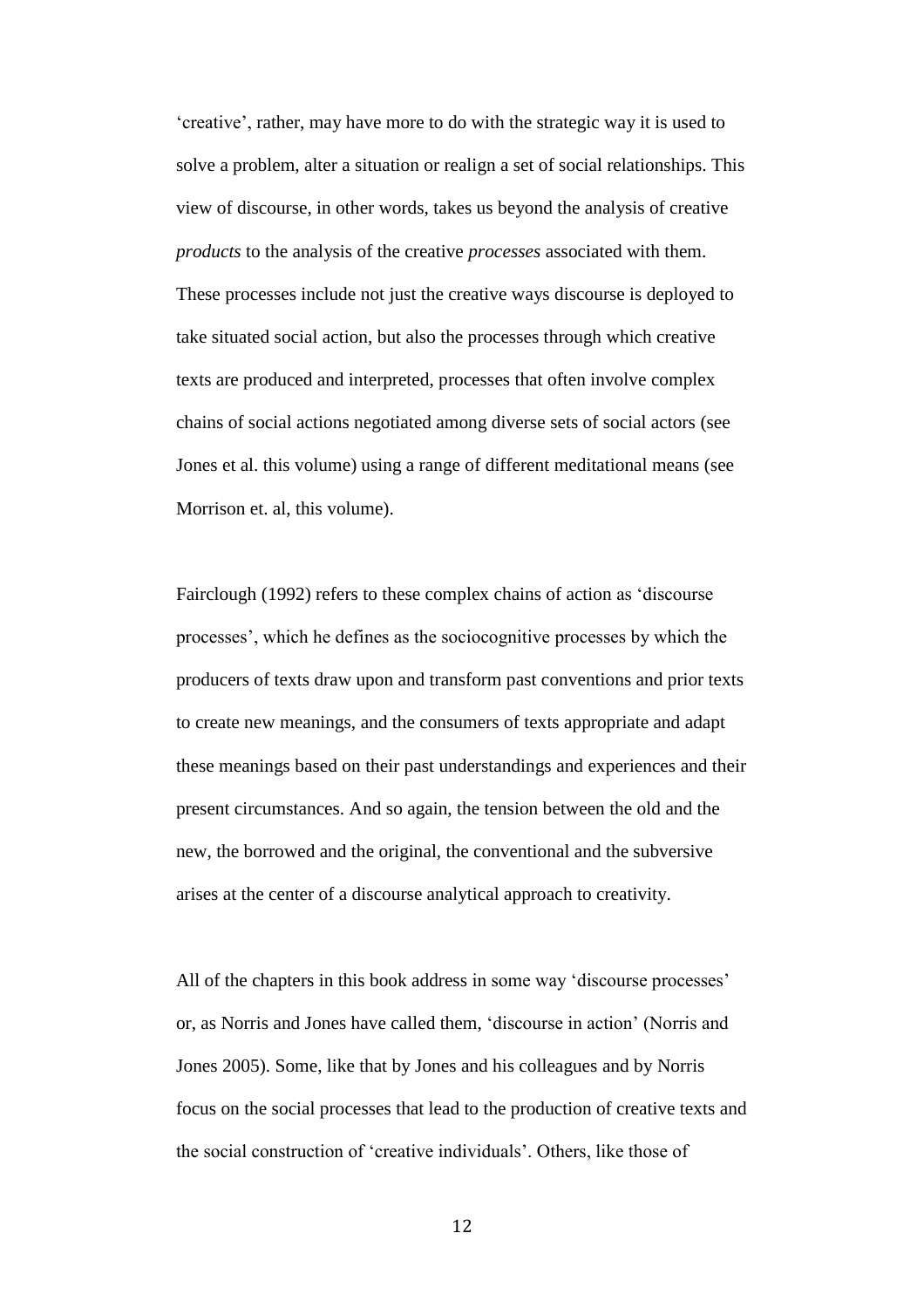'creative', rather, may have more to do with the strategic way it is used to solve a problem, alter a situation or realign a set of social relationships. This view of discourse, in other words, takes us beyond the analysis of creative *products* to the analysis of the creative *processes* associated with them. These processes include not just the creative ways discourse is deployed to take situated social action, but also the processes through which creative texts are produced and interpreted, processes that often involve complex chains of social actions negotiated among diverse sets of social actors (see Jones et al. this volume) using a range of different meditational means (see Morrison et. al, this volume).

Fairclough (1992) refers to these complex chains of action as 'discourse processes', which he defines as the sociocognitive processes by which the producers of texts draw upon and transform past conventions and prior texts to create new meanings, and the consumers of texts appropriate and adapt these meanings based on their past understandings and experiences and their present circumstances. And so again, the tension between the old and the new, the borrowed and the original, the conventional and the subversive arises at the center of a discourse analytical approach to creativity.

All of the chapters in this book address in some way 'discourse processes' or, as Norris and Jones have called them, 'discourse in action' (Norris and Jones 2005). Some, like that by Jones and his colleagues and by Norris focus on the social processes that lead to the production of creative texts and the social construction of 'creative individuals'. Others, like those of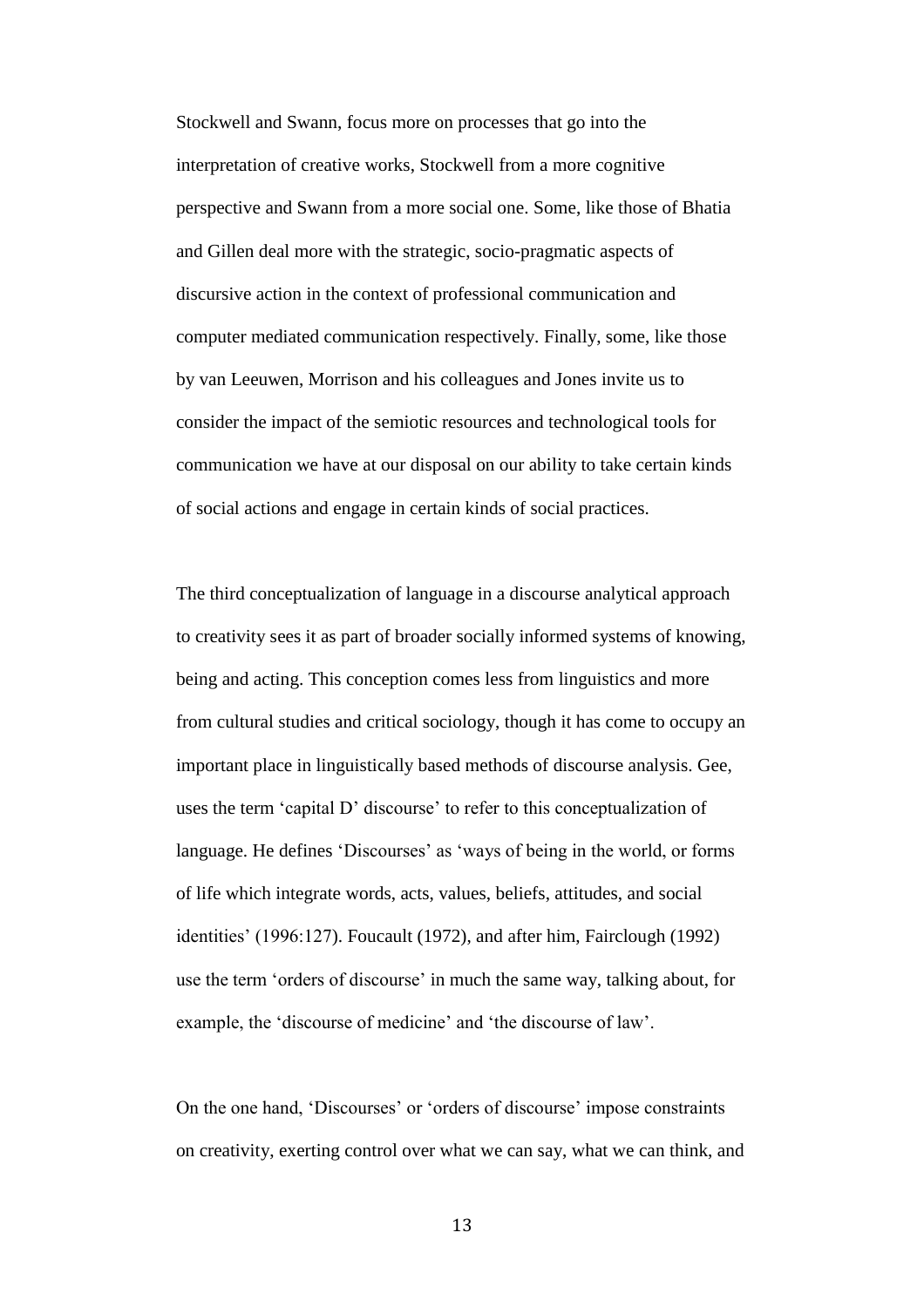Stockwell and Swann, focus more on processes that go into the interpretation of creative works, Stockwell from a more cognitive perspective and Swann from a more social one. Some, like those of Bhatia and Gillen deal more with the strategic, socio-pragmatic aspects of discursive action in the context of professional communication and computer mediated communication respectively. Finally, some, like those by van Leeuwen, Morrison and his colleagues and Jones invite us to consider the impact of the semiotic resources and technological tools for communication we have at our disposal on our ability to take certain kinds of social actions and engage in certain kinds of social practices.

The third conceptualization of language in a discourse analytical approach to creativity sees it as part of broader socially informed systems of knowing, being and acting. This conception comes less from linguistics and more from cultural studies and critical sociology, though it has come to occupy an important place in linguistically based methods of discourse analysis. Gee, uses the term 'capital D' discourse' to refer to this conceptualization of language. He defines 'Discourses' as 'ways of being in the world, or forms of life which integrate words, acts, values, beliefs, attitudes, and social identities' (1996:127). Foucault (1972), and after him, Fairclough (1992) use the term 'orders of discourse' in much the same way, talking about, for example, the 'discourse of medicine' and 'the discourse of law'.

On the one hand, 'Discourses' or 'orders of discourse' impose constraints on creativity, exerting control over what we can say, what we can think, and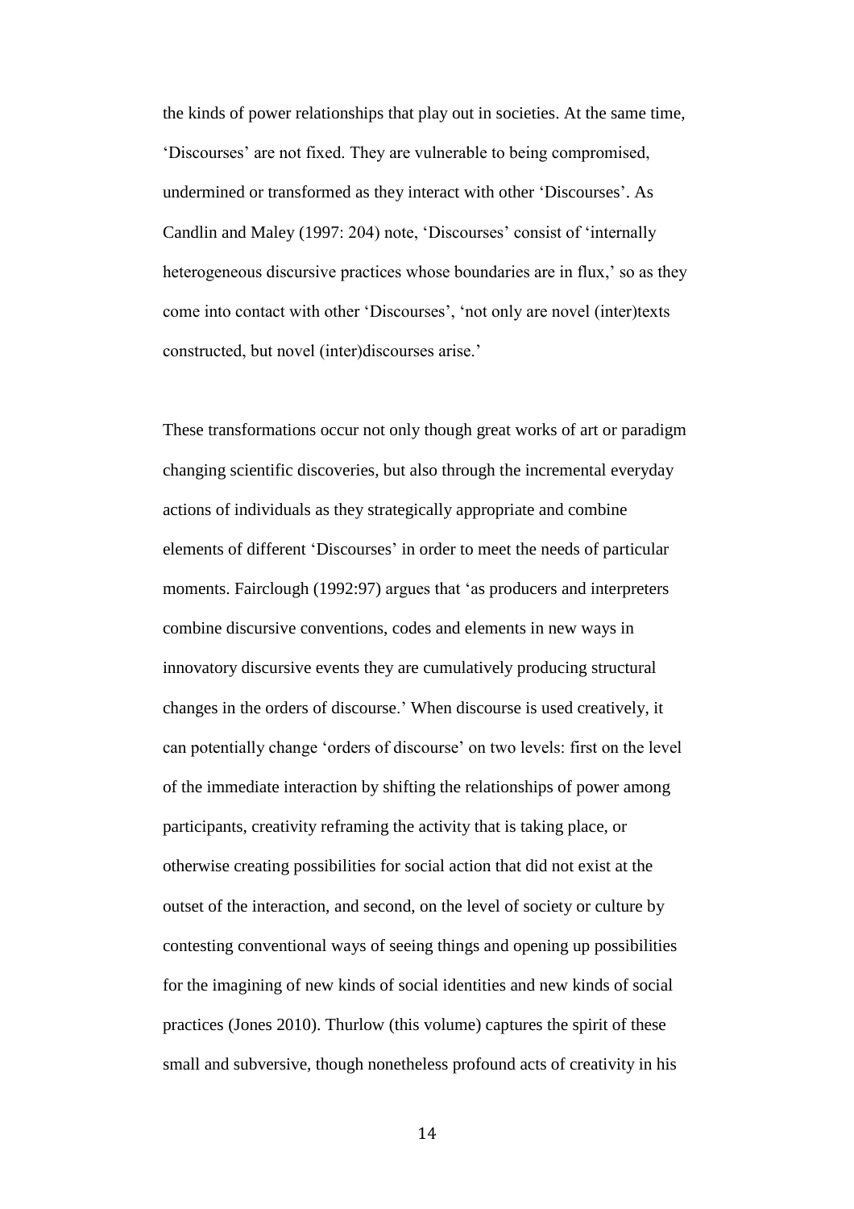the kinds of power relationships that play out in societies. At the same time, 'Discourses' are not fixed. They are vulnerable to being compromised, undermined or transformed as they interact with other 'Discourses'. As Candlin and Maley (1997: 204) note, 'Discourses' consist of 'internally heterogeneous discursive practices whose boundaries are in flux,' so as they come into contact with other 'Discourses', 'not only are novel (inter)texts constructed, but novel (inter)discourses arise.'

These transformations occur not only though great works of art or paradigm changing scientific discoveries, but also through the incremental everyday actions of individuals as they strategically appropriate and combine elements of different 'Discourses' in order to meet the needs of particular moments. Fairclough (1992:97) argues that 'as producers and interpreters combine discursive conventions, codes and elements in new ways in innovatory discursive events they are cumulatively producing structural changes in the orders of discourse.' When discourse is used creatively, it can potentially change 'orders of discourse' on two levels: first on the level of the immediate interaction by shifting the relationships of power among participants, creativity reframing the activity that is taking place, or otherwise creating possibilities for social action that did not exist at the outset of the interaction, and second, on the level of society or culture by contesting conventional ways of seeing things and opening up possibilities for the imagining of new kinds of social identities and new kinds of social practices (Jones 2010). Thurlow (this volume) captures the spirit of these small and subversive, though nonetheless profound acts of creativity in his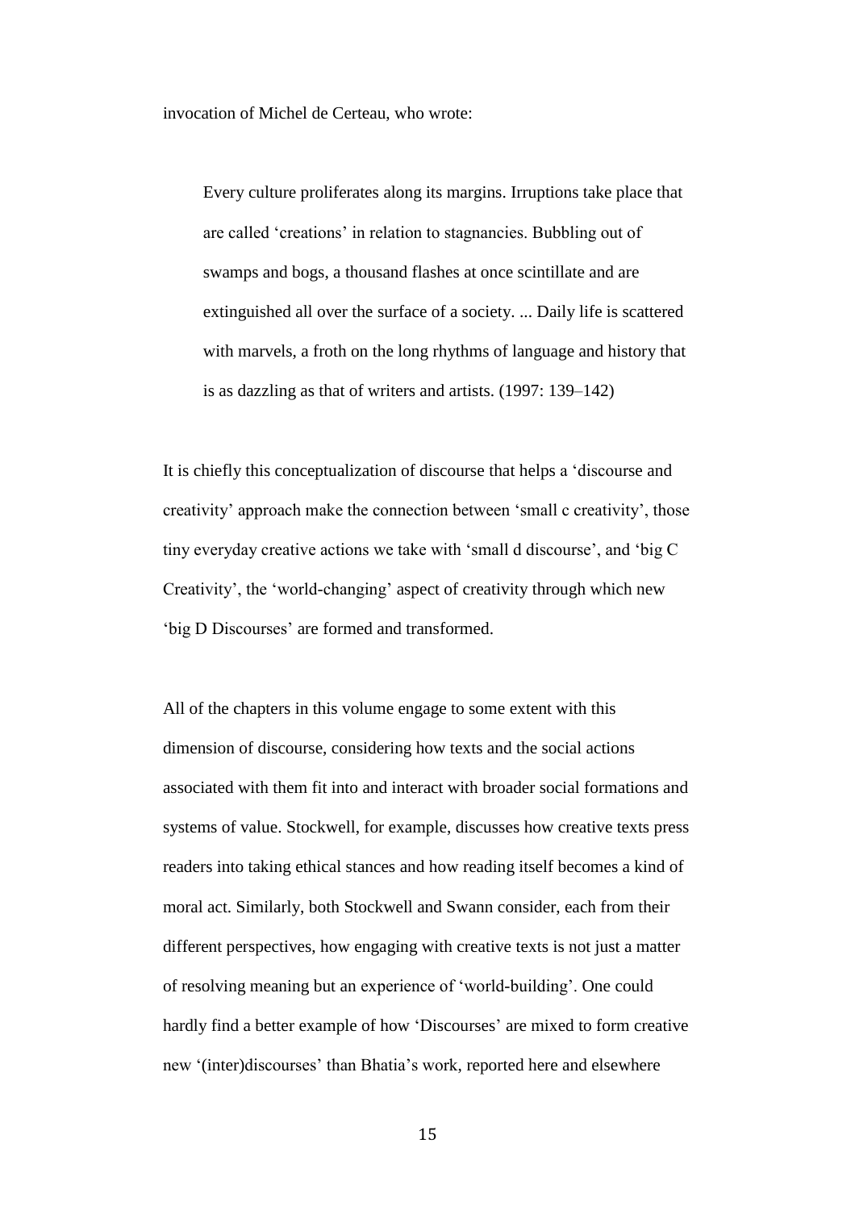invocation of Michel de Certeau, who wrote:

> Every culture proliferates along its margins. Irruptions take place that are called 'creations' in relation to stagnancies. Bubbling out of swamps and bogs, a thousand flashes at once scintillate and are extinguished all over the surface of a society. ... Daily life is scattered with marvels, a froth on the long rhythms of language and history that is as dazzling as that of writers and artists. (1997: 139–142)

It is chiefly this conceptualization of discourse that helps a 'discourse and creativity' approach make the connection between 'small c creativity', those tiny everyday creative actions we take with 'small d discourse', and 'big C Creativity', the 'world-changing' aspect of creativity through which new 'big D Discourses' are formed and transformed.

All of the chapters in this volume engage to some extent with this dimension of discourse, considering how texts and the social actions associated with them fit into and interact with broader social formations and systems of value. Stockwell, for example, discusses how creative texts press readers into taking ethical stances and how reading itself becomes a kind of moral act. Similarly, both Stockwell and Swann consider, each from their different perspectives, how engaging with creative texts is not just a matter of resolving meaning but an experience of 'world-building'. One could hardly find a better example of how 'Discourses' are mixed to form creative new '(inter)discourses' than Bhatia's work, reported here and elsewhere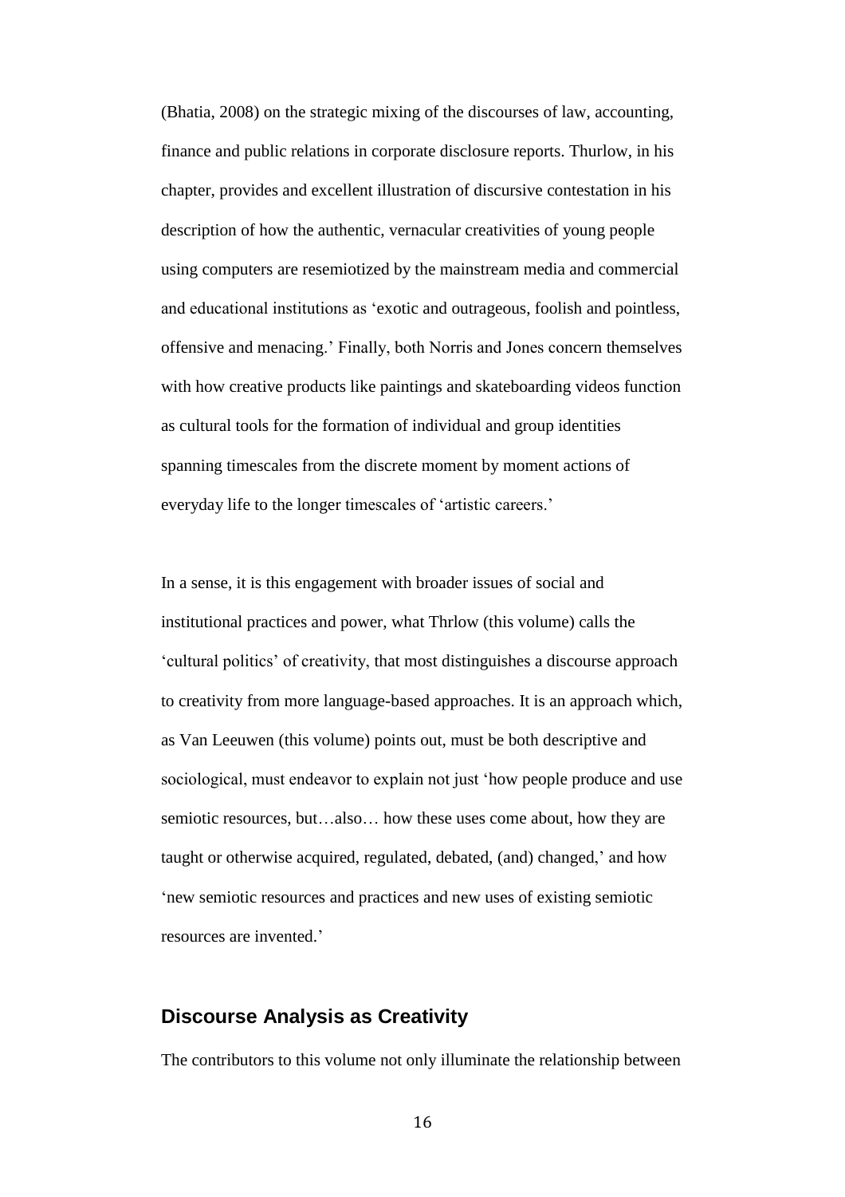(Bhatia, 2008) on the strategic mixing of the discourses of law, accounting, finance and public relations in corporate disclosure reports. Thurlow, in his chapter, provides and excellent illustration of discursive contestation in his description of how the authentic, vernacular creativities of young people using computers are resemiotized by the mainstream media and commercial and educational institutions as 'exotic and outrageous, foolish and pointless, offensive and menacing.' Finally, both Norris and Jones concern themselves with how creative products like paintings and skateboarding videos function as cultural tools for the formation of individual and group identities spanning timescales from the discrete moment by moment actions of everyday life to the longer timescales of 'artistic careers.'

In a sense, it is this engagement with broader issues of social and institutional practices and power, what Thrlow (this volume) calls the 'cultural politics' of creativity, that most distinguishes a discourse approach to creativity from more language-based approaches. It is an approach which, as Van Leeuwen (this volume) points out, must be both descriptive and sociological, must endeavor to explain not just 'how people produce and use semiotic resources, but…also… how these uses come about, how they are taught or otherwise acquired, regulated, debated, (and) changed,' and how 'new semiotic resources and practices and new uses of existing semiotic resources are invented.'

## Discourse Analysis as Creativity

The contributors to this volume not only illuminate the relationship between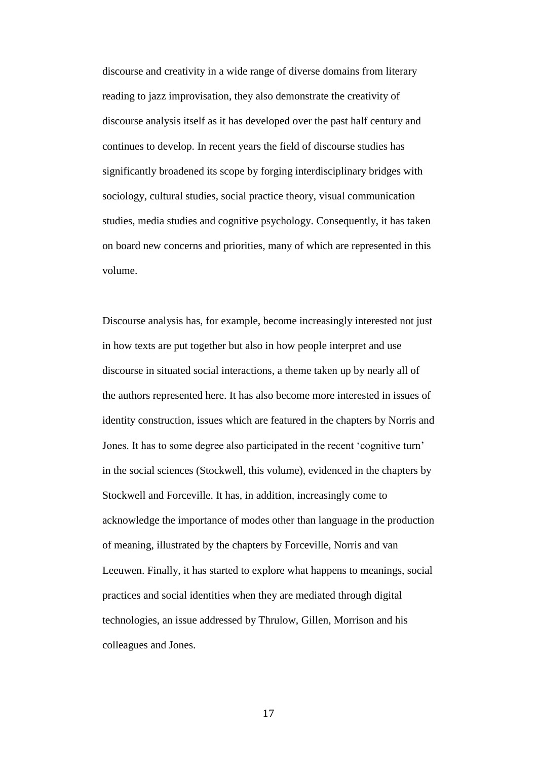discourse and creativity in a wide range of diverse domains from literary reading to jazz improvisation, they also demonstrate the creativity of discourse analysis itself as it has developed over the past half century and continues to develop. In recent years the field of discourse studies has significantly broadened its scope by forging interdisciplinary bridges with sociology, cultural studies, social practice theory, visual communication studies, media studies and cognitive psychology. Consequently, it has taken on board new concerns and priorities, many of which are represented in this volume.

Discourse analysis has, for example, become increasingly interested not just in how texts are put together but also in how people interpret and use discourse in situated social interactions, a theme taken up by nearly all of the authors represented here. It has also become more interested in issues of identity construction, issues which are featured in the chapters by Norris and Jones. It has to some degree also participated in the recent 'cognitive turn' in the social sciences (Stockwell, this volume), evidenced in the chapters by Stockwell and Forceville. It has, in addition, increasingly come to acknowledge the importance of modes other than language in the production of meaning, illustrated by the chapters by Forceville, Norris and van Leeuwen. Finally, it has started to explore what happens to meanings, social practices and social identities when they are mediated through digital technologies, an issue addressed by Thrulow, Gillen, Morrison and his colleagues and Jones.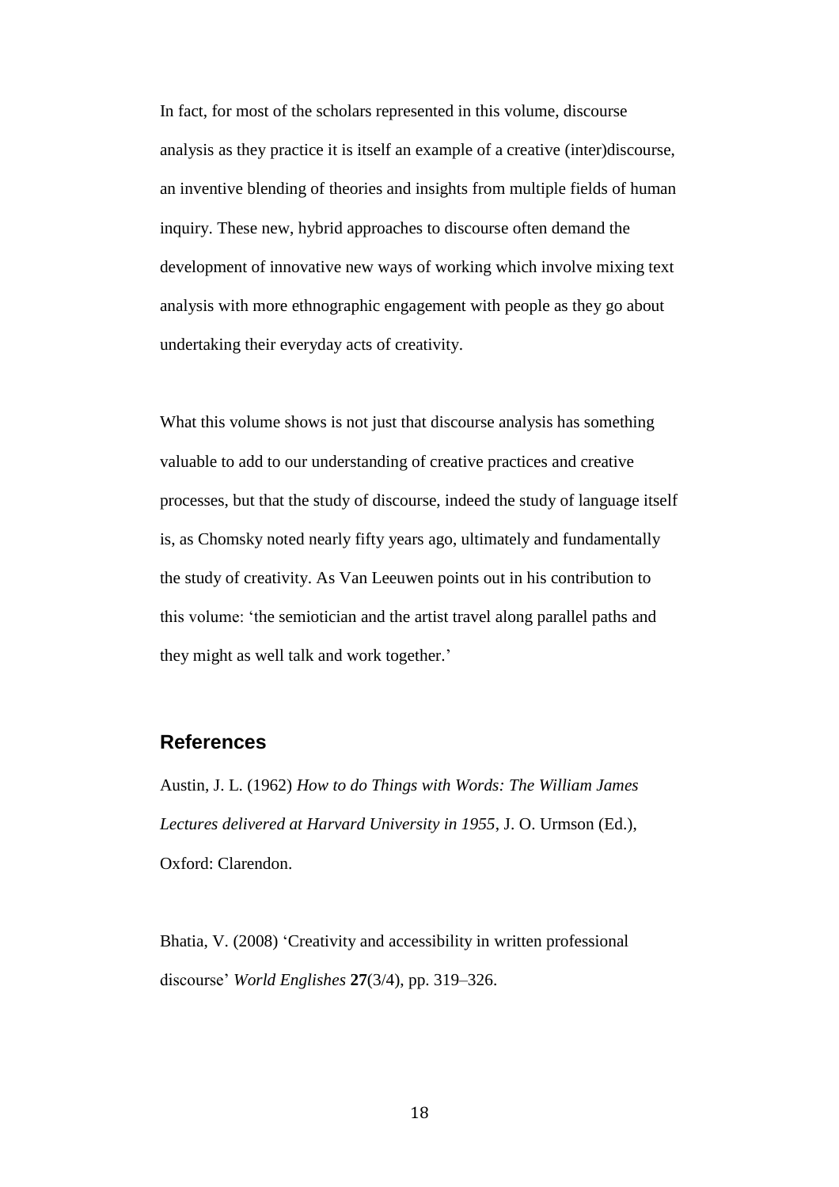In fact, for most of the scholars represented in this volume, discourse analysis as they practice it is itself an example of a creative (inter)discourse, an inventive blending of theories and insights from multiple fields of human inquiry. These new, hybrid approaches to discourse often demand the development of innovative new ways of working which involve mixing text analysis with more ethnographic engagement with people as they go about undertaking their everyday acts of creativity.

What this volume shows is not just that discourse analysis has something valuable to add to our understanding of creative practices and creative processes, but that the study of discourse, indeed the study of language itself is, as Chomsky noted nearly fifty years ago, ultimately and fundamentally the study of creativity. As Van Leeuwen points out in his contribution to this volume: 'the semiotician and the artist travel along parallel paths and they might as well talk and work together.'

## References

Austin, J. L. (1962) *How to do Things with Words: The William James Lectures delivered at Harvard University in 1955*, J. O. Urmson (Ed.), Oxford: Clarendon.

Bhatia, V. (2008) 'Creativity and accessibility in written professional discourse' *World Englishes* **27**(3/4), pp. 319–326.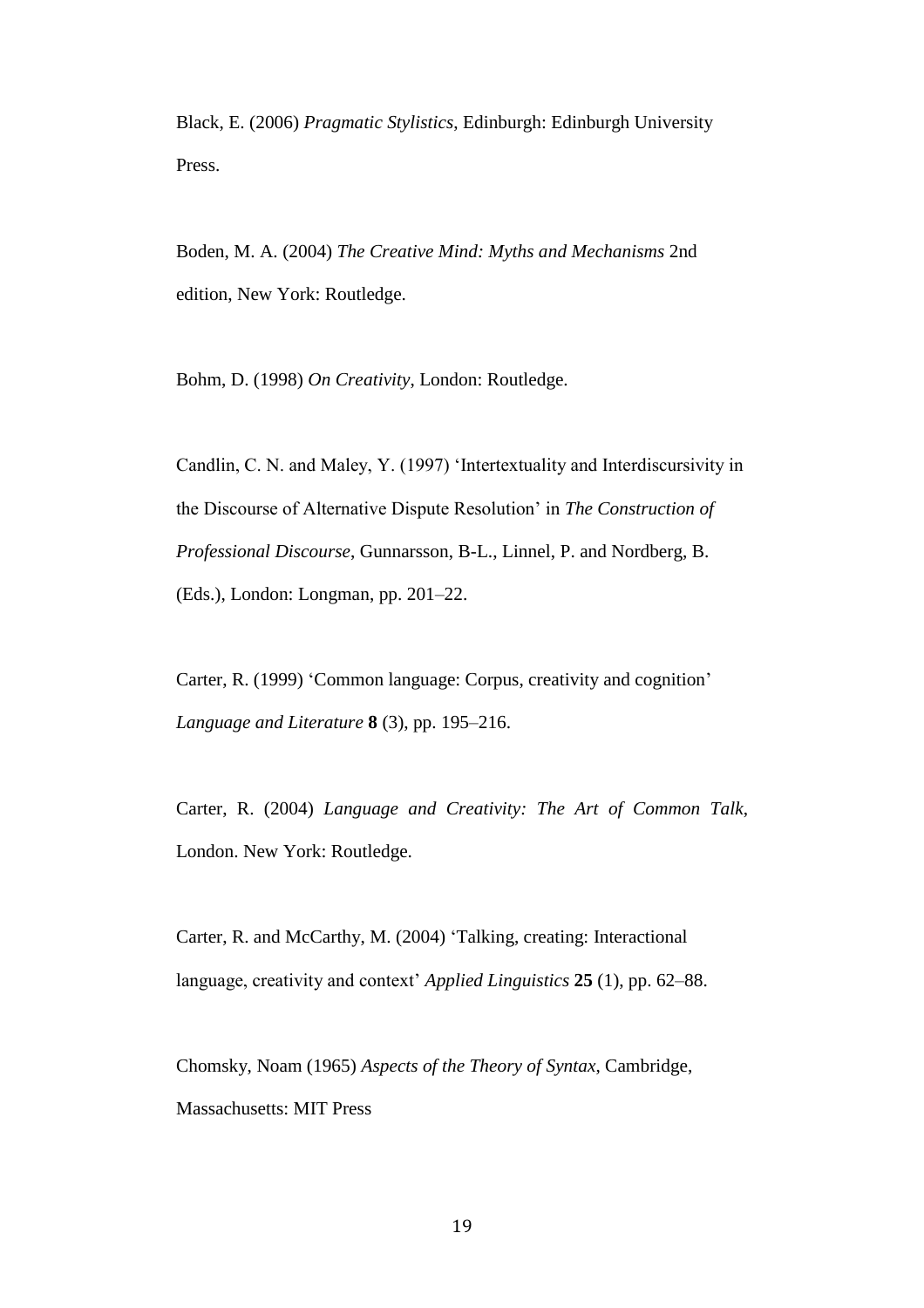Black, E. (2006) *Pragmatic Stylistics*, Edinburgh: Edinburgh University Press.

Boden, M. A. (2004) *The Creative Mind: Myths and Mechanisms* 2nd edition, New York: Routledge.

Bohm, D. (1998) *On Creativity*, London: Routledge.

Candlin, C. N. and Maley, Y. (1997) 'Intertextuality and Interdiscursivity in the Discourse of Alternative Dispute Resolution' in *The Construction of Professional Discourse*, Gunnarsson, B-L., Linnel, P. and Nordberg, B. (Eds.), London: Longman, pp. 201–22.

Carter, R. (1999) 'Common language: Corpus, creativity and cognition' *Language and Literature* **8** (3), pp. 195–216.

Carter, R. (2004) *Language and Creativity: The Art of Common Talk*, London. New York: Routledge.

Carter, R. and McCarthy, M. (2004) 'Talking, creating: Interactional language, creativity and context' *Applied Linguistics* **25** (1), pp. 62–88.

Chomsky, Noam (1965) *Aspects of the Theory of Syntax*, Cambridge, Massachusetts: MIT Press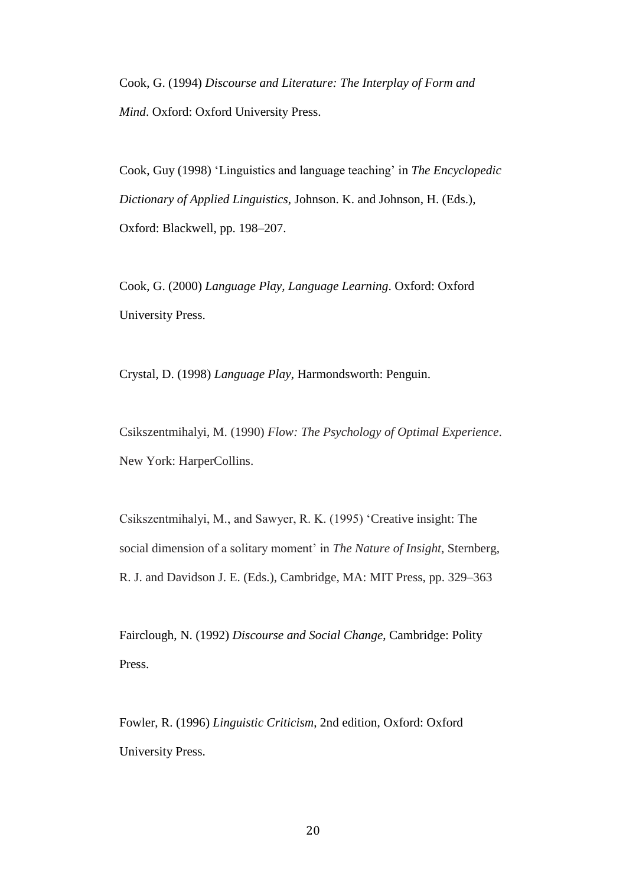Cook, G. (1994) *Discourse and Literature: The Interplay of Form and Mind*. Oxford: Oxford University Press.

Cook, Guy (1998) 'Linguistics and language teaching' in *The Encyclopedic Dictionary of Applied Linguistics*, Johnson. K. and Johnson, H. (Eds.), Oxford: Blackwell, pp. 198–207.

Cook, G. (2000) *Language Play, Language Learning*. Oxford: Oxford University Press.

Crystal, D. (1998) *Language Play*, Harmondsworth: Penguin.

Csikszentmihalyi, M. (1990) *Flow: The Psychology of Optimal Experience*. New York: HarperCollins.

Csikszentmihalyi, M., and Sawyer, R. K. (1995) 'Creative insight: The social dimension of a solitary moment' in *The Nature of Insight*, Sternberg, R. J. and Davidson J. E. (Eds.), Cambridge, MA: MIT Press, pp. 329–363

Fairclough, N. (1992) *Discourse and Social Change*, Cambridge: Polity Press.

Fowler, R. (1996) *Linguistic Criticism*, 2nd edition, Oxford: Oxford University Press.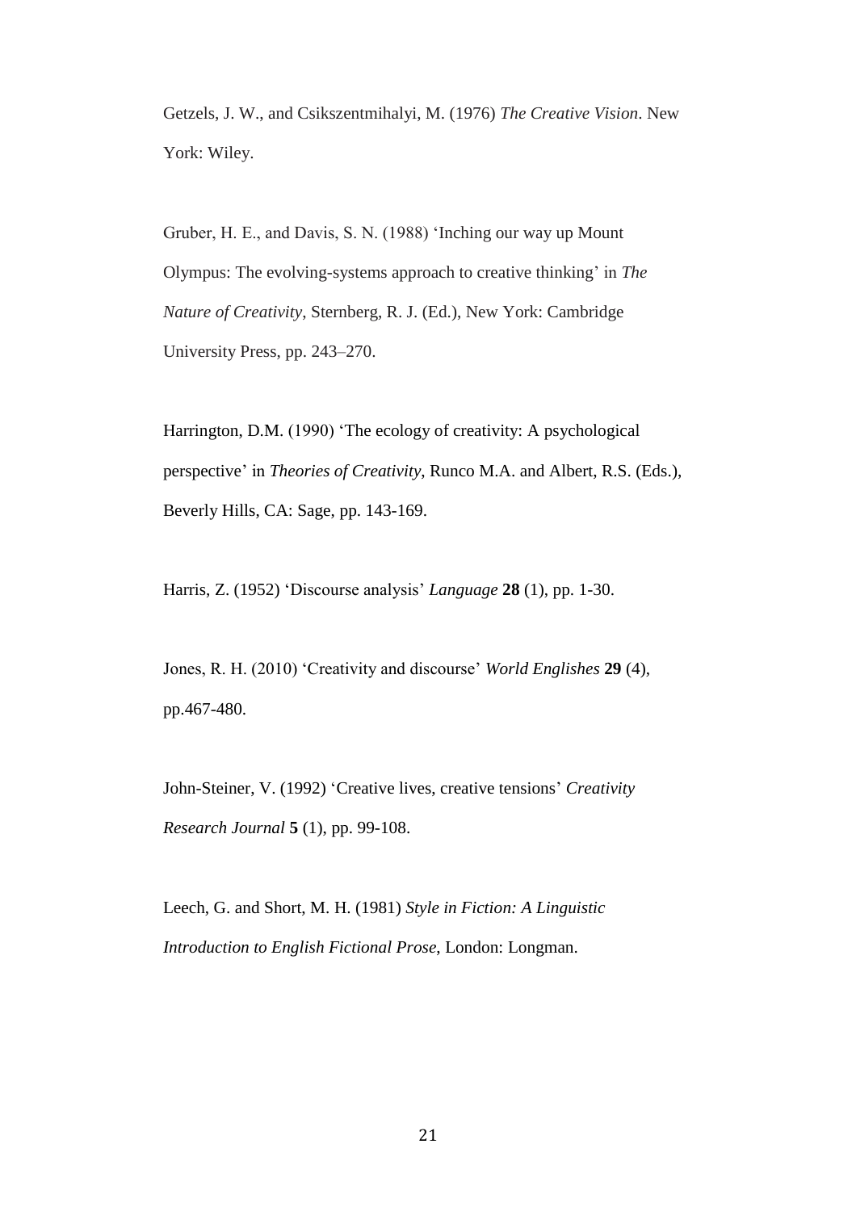Getzels, J. W., and Csikszentmihalyi, M. (1976) *The Creative Vision*. New York: Wiley.

Gruber, H. E., and Davis, S. N. (1988) 'Inching our way up Mount Olympus: The evolving-systems approach to creative thinking' in *The Nature of Creativity*, Sternberg, R. J. (Ed.), New York: Cambridge University Press, pp. 243–270.

Harrington, D.M. (1990) 'The ecology of creativity: A psychological perspective' in *Theories of Creativity*, Runco M.A. and Albert, R.S. (Eds.), Beverly Hills, CA: Sage, pp. 143-169.

Harris, Z. (1952) 'Discourse analysis' *Language* **28** (1), pp. 1-30.

Jones, R. H. (2010) 'Creativity and discourse' *World Englishes* **29** (4), pp.467-480.

John-Steiner, V. (1992) 'Creative lives, creative tensions' *Creativity Research Journal* **5** (1), pp. 99-108.

Leech, G. and Short, M. H. (1981) *Style in Fiction: A Linguistic Introduction to English Fictional Prose*, London: Longman.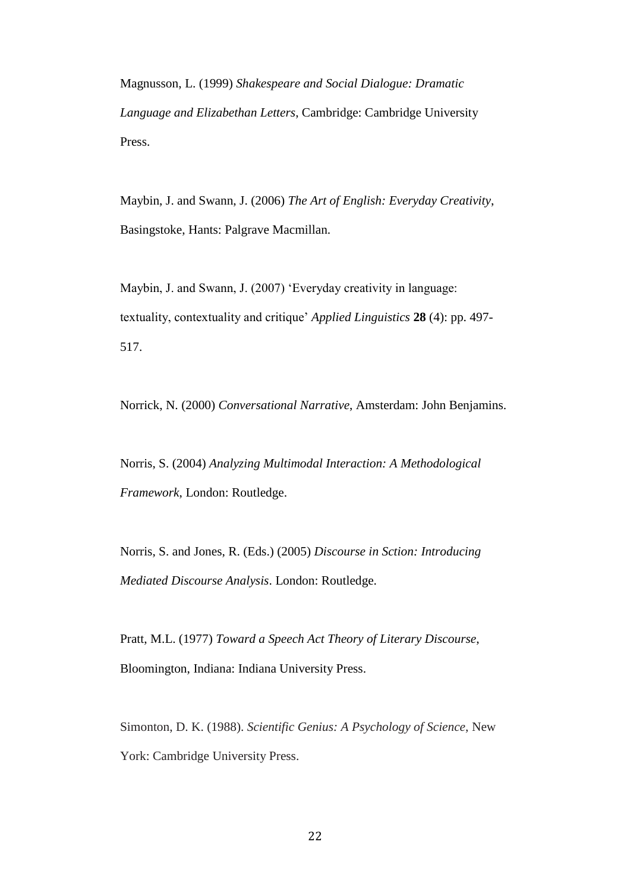Magnusson, L. (1999) *Shakespeare and Social Dialogue: Dramatic Language and Elizabethan Letters*, Cambridge: Cambridge University Press.

Maybin, J. and Swann, J. (2006) *The Art of English: Everyday Creativity*, Basingstoke, Hants: Palgrave Macmillan.

Maybin, J. and Swann, J. (2007) 'Everyday creativity in language: textuality, contextuality and critique' *Applied Linguistics* **28** (4): pp. 497-517.

Norrick, N. (2000) *Conversational Narrative*, Amsterdam: John Benjamins.

Norris, S. (2004) *Analyzing Multimodal Interaction: A Methodological Framework*, London: Routledge.

Norris, S. and Jones, R. (Eds.) (2005) *Discourse in Sction: Introducing Mediated Discourse Analysis*. London: Routledge.

Pratt, M.L. (1977) *Toward a Speech Act Theory of Literary Discourse*, Bloomington, Indiana: Indiana University Press.

Simonton, D. K. (1988). *Scientific Genius: A Psychology of Science*, New York: Cambridge University Press.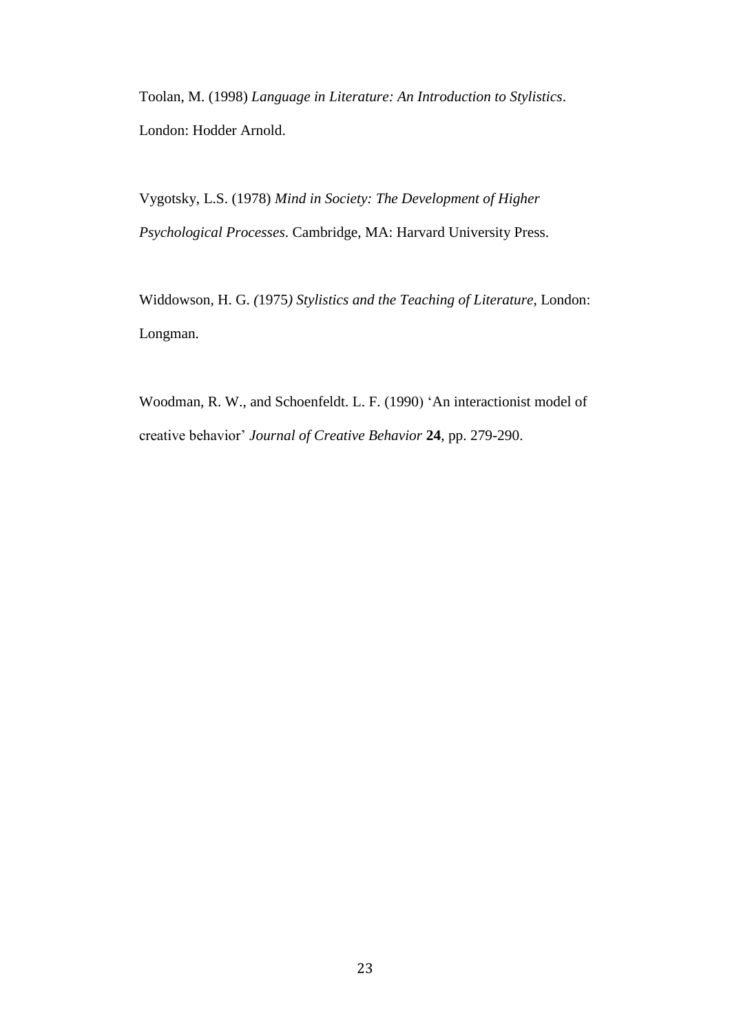Toolan, M. (1998) *Language in Literature: An Introduction to Stylistics*. London: Hodder Arnold.

Vygotsky, L.S. (1978) *Mind in Society: The Development of Higher Psychological Processes*. Cambridge, MA: Harvard University Press.

Widdowson, H. G. *(*1975*) Stylistics and the Teaching of Literature*, London: Longman.

Woodman, R. W., and Schoenfeldt. L. F. (1990) 'An interactionist model of creative behavior' *Journal of Creative Behavior* **24**, pp. 279-290.